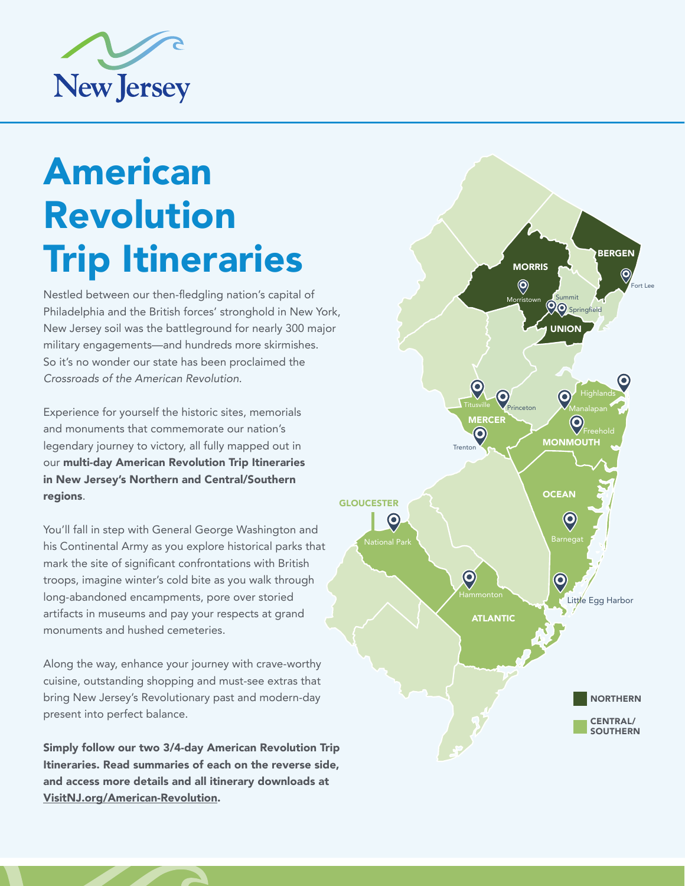New Jersey

# American Revolution Trip Itineraries

Nestled between our then-fledgling nation's capital of Philadelphia and the British forces' stronghold in New York, New Jersey soil was the battleground for nearly 300 major military engagements—and hundreds more skirmishes. So it's no wonder our state has been proclaimed the *Crossroads of the American Revolution.*

Experience for yourself the historic sites, memorials and monuments that commemorate our nation's legendary journey to victory, all fully mapped out in our **multi-day American Revolution Trip Itineraries in New Jersey's Northern and Central/Southern regions**.

You'll fall in step with General George Washington and his Continental Army as you explore historical parks that mark the site of significant confrontations with British troops, imagine winter's cold bite as you walk through long-abandoned encampments, pore over storied artifacts in museums and pay your respects at grand monuments and hushed cemeteries.

Along the way, enhance your journey with crave-worthy cuisine, outstanding shopping and must-see extras that bring New Jersey's Revolutionary past and modern-day present into perfect balance.

**Simply follow our two 3/4-day American Revolution Trip Itineraries. Read summaries of each on the reverse side, and access more details and all itinerary downloads at VisitNJ.org/American-Revolution.**

BERGEN — Fort Lee
MORRIS — Morristown
UNION — Summit, Springfield
MERCER — Titusville, Princeton, Trenton
MONMOUTH — Highlands, Manalapan, Freehold
OCEAN — Barnegat, Little Egg Harbor
GLOUCESTER — National Park
ATLANTIC — Hammonton

NORTHERN

CENTRAL/SOUTHERN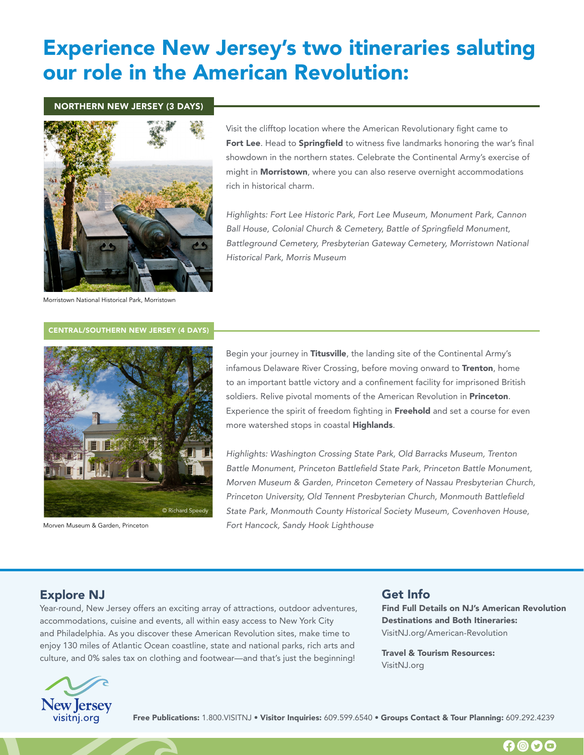# Experience New Jersey's two itineraries saluting our role in the American Revolution:

## NORTHERN NEW JERSEY (3 DAYS)

Morristown National Historical Park, Morristown

Visit the clifftop location where the American Revolutionary fight came to **Fort Lee**. Head to **Springfield** to witness five landmarks honoring the war's final showdown in the northern states. Celebrate the Continental Army's exercise of might in **Morristown**, where you can also reserve overnight accommodations rich in historical charm.

*Highlights: Fort Lee Historic Park, Fort Lee Museum, Monument Park, Cannon Ball House, Colonial Church & Cemetery, Battle of Springfield Monument, Battleground Cemetery, Presbyterian Gateway Cemetery, Morristown National Historical Park, Morris Museum*

## CENTRAL/SOUTHERN NEW JERSEY (4 DAYS)

© Richard Speedy

Morven Museum & Garden, Princeton

Begin your journey in **Titusville**, the landing site of the Continental Army's infamous Delaware River Crossing, before moving onward to **Trenton**, home to an important battle victory and a confinement facility for imprisoned British soldiers. Relive pivotal moments of the American Revolution in **Princeton**. Experience the spirit of freedom fighting in **Freehold** and set a course for even more watershed stops in coastal **Highlands**.

*Highlights: Washington Crossing State Park, Old Barracks Museum, Trenton Battle Monument, Princeton Battlefield State Park, Princeton Battle Monument, Morven Museum & Garden, Princeton Cemetery of Nassau Presbyterian Church, Princeton University, Old Tennent Presbyterian Church, Monmouth Battlefield State Park, Monmouth County Historical Society Museum, Covenhoven House, Fort Hancock, Sandy Hook Lighthouse*

## Explore NJ

Year-round, New Jersey offers an exciting array of attractions, outdoor adventures, accommodations, cuisine and events, all within easy access to New York City and Philadelphia. As you discover these American Revolution sites, make time to enjoy 130 miles of Atlantic Ocean coastline, state and national parks, rich arts and culture, and 0% sales tax on clothing and footwear—and that's just the beginning!

## Get Info

**Find Full Details on NJ's American Revolution Destinations and Both Itineraries:**
VisitNJ.org/American-Revolution

**Travel & Tourism Resources:**
VisitNJ.org

New Jersey
visitnj.org

**Free Publications:** 1.800.VISITNJ • **Visitor Inquiries:** 609.599.6540 • **Groups Contact & Tour Planning:** 609.292.4239